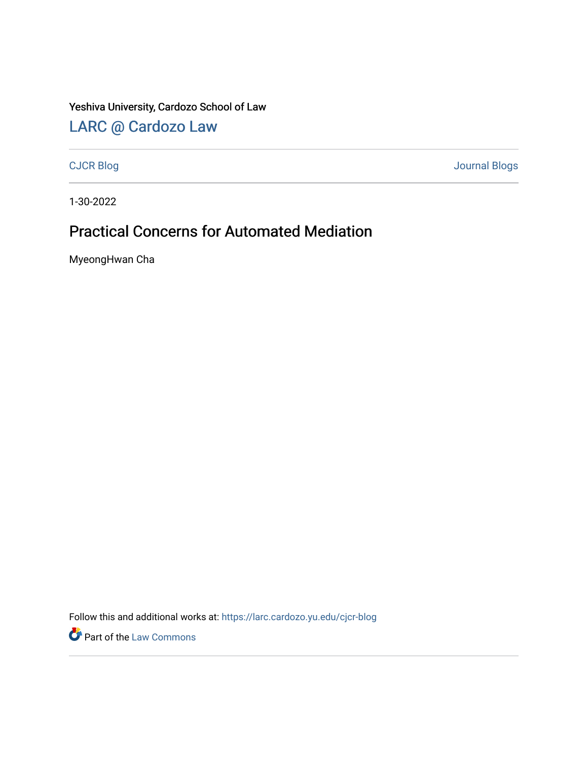Yeshiva University, Cardozo School of Law

[LARC @ Cardozo Law](https://larc.cardozo.yu.edu/)

---

[CJCR Blog](https://larc.cardozo.yu.edu/cjcr-blog) | [Journal Blogs](https://larc.cardozo.yu.edu/journal-blogs)

---

1-30-2022

# Practical Concerns for Automated Mediation

MyeongHwan Cha

Follow this and additional works at: https://larc.cardozo.yu.edu/cjcr-blog

Part of the Law Commons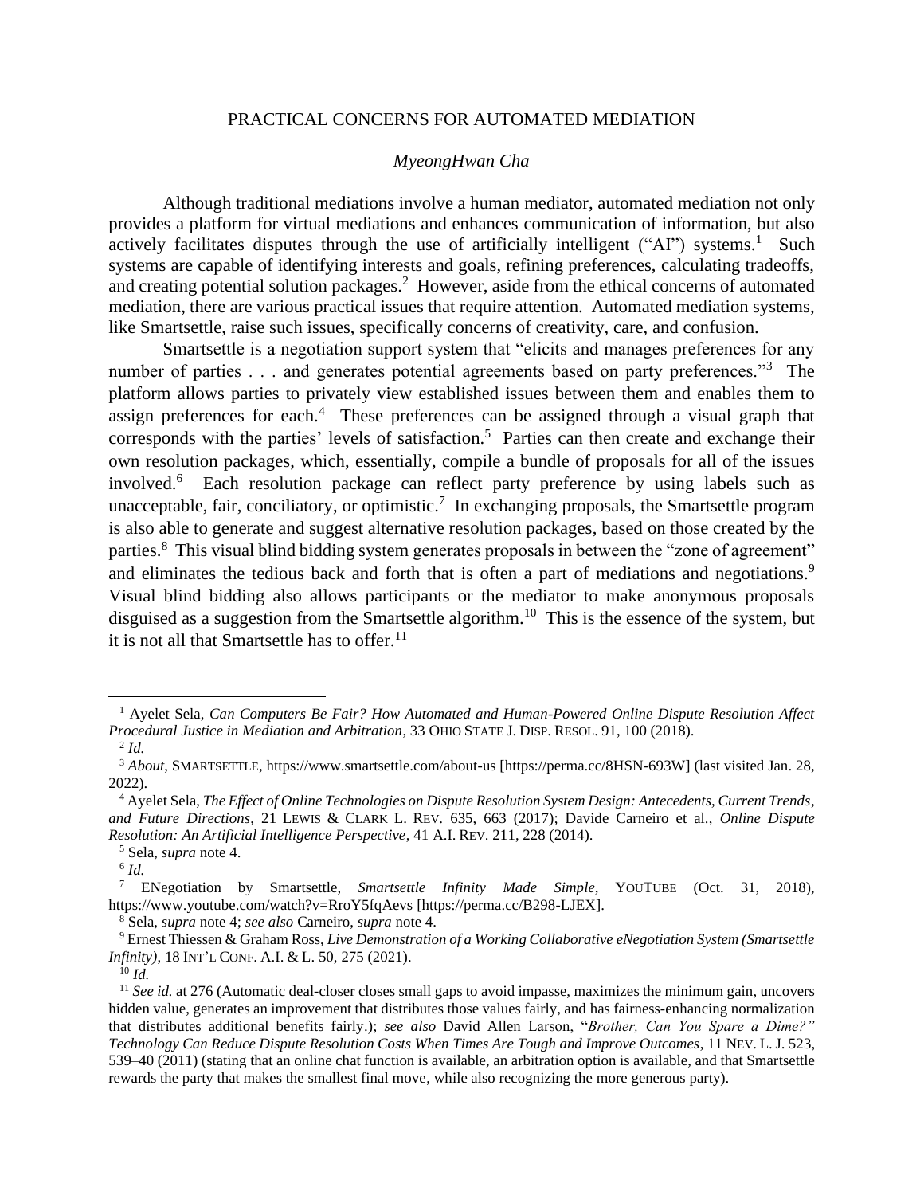PRACTICAL CONCERNS FOR AUTOMATED MEDIATION

*MyeongHwan Cha*

Although traditional mediations involve a human mediator, automated mediation not only provides a platform for virtual mediations and enhances communication of information, but also actively facilitates disputes through the use of artificially intelligent ("AI") systems.[1] Such systems are capable of identifying interests and goals, refining preferences, calculating tradeoffs, and creating potential solution packages.[2] However, aside from the ethical concerns of automated mediation, there are various practical issues that require attention. Automated mediation systems, like Smartsettle, raise such issues, specifically concerns of creativity, care, and confusion.

Smartsettle is a negotiation support system that "elicits and manages preferences for any number of parties . . . and generates potential agreements based on party preferences."[3] The platform allows parties to privately view established issues between them and enables them to assign preferences for each.[4] These preferences can be assigned through a visual graph that corresponds with the parties' levels of satisfaction.[5] Parties can then create and exchange their own resolution packages, which, essentially, compile a bundle of proposals for all of the issues involved.[6] Each resolution package can reflect party preference by using labels such as unacceptable, fair, conciliatory, or optimistic.[7] In exchanging proposals, the Smartsettle program is also able to generate and suggest alternative resolution packages, based on those created by the parties.[8] This visual blind bidding system generates proposals in between the "zone of agreement" and eliminates the tedious back and forth that is often a part of mediations and negotiations.[9] Visual blind bidding also allows participants or the mediator to make anonymous proposals disguised as a suggestion from the Smartsettle algorithm.[10] This is the essence of the system, but it is not all that Smartsettle has to offer.[11]

---

[1] Ayelet Sela, *Can Computers Be Fair? How Automated and Human-Powered Online Dispute Resolution Affect Procedural Justice in Mediation and Arbitration*, 33 OHIO STATE J. DISP. RESOL. 91, 100 (2018).

[2] *Id.*

[3] *About*, SMARTSETTLE, https://www.smartsettle.com/about-us [https://perma.cc/8HSN-693W] (last visited Jan. 28, 2022).

[4] Ayelet Sela, *The Effect of Online Technologies on Dispute Resolution System Design: Antecedents, Current Trends, and Future Directions*, 21 LEWIS & CLARK L. REV. 635, 663 (2017); Davide Carneiro et al., *Online Dispute Resolution: An Artificial Intelligence Perspective*, 41 A.I. REV. 211, 228 (2014).

[5] Sela, *supra* note 4.

[6] *Id.*

[7] ENegotiation by Smartsettle, *Smartsettle Infinity Made Simple*, YOUTUBE (Oct. 31, 2018), https://www.youtube.com/watch?v=RroY5fqAevs [https://perma.cc/B298-LJEX].

[8] Sela, *supra* note 4; *see also* Carneiro, *supra* note 4.

[9] Ernest Thiessen & Graham Ross, *Live Demonstration of a Working Collaborative eNegotiation System (Smartsettle Infinity)*, 18 INT'L CONF. A.I. & L. 50, 275 (2021).

[10] *Id.*

[11] *See id.* at 276 (Automatic deal-closer closes small gaps to avoid impasse, maximizes the minimum gain, uncovers hidden value, generates an improvement that distributes those values fairly, and has fairness-enhancing normalization that distributes additional benefits fairly.); *see also* David Allen Larson, "*Brother, Can You Spare a Dime?" Technology Can Reduce Dispute Resolution Costs When Times Are Tough and Improve Outcomes*, 11 NEV. L. J. 523, 539–40 (2011) (stating that an online chat function is available, an arbitration option is available, and that Smartsettle rewards the party that makes the smallest final move, while also recognizing the more generous party).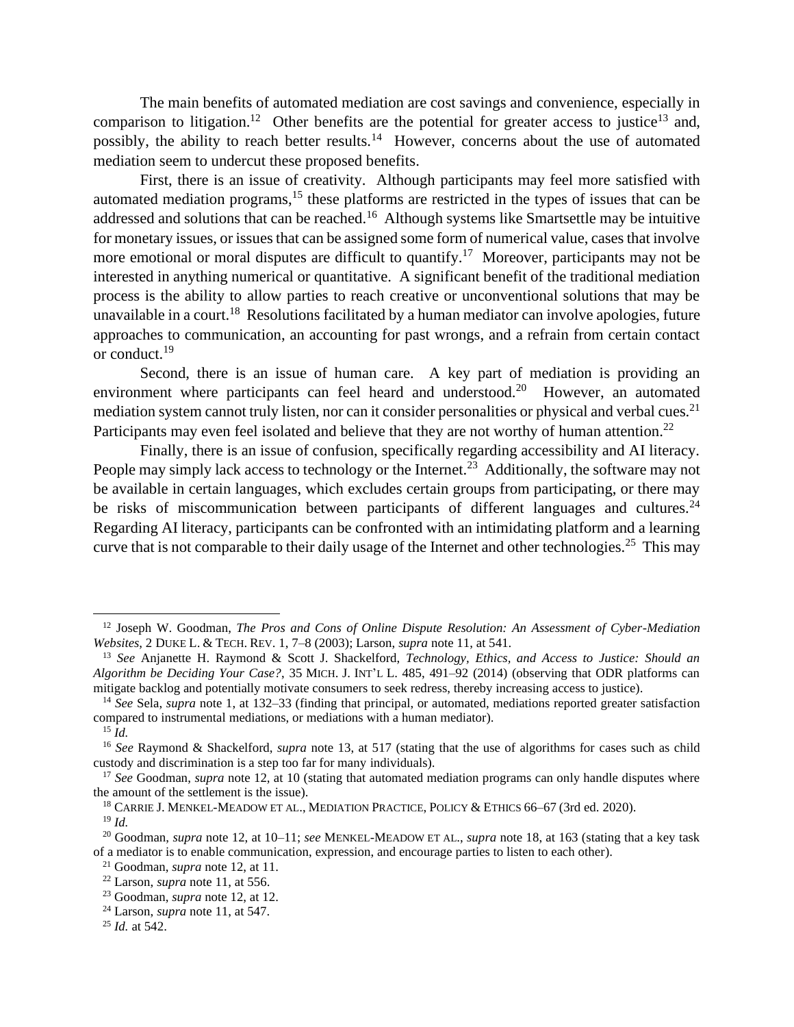The main benefits of automated mediation are cost savings and convenience, especially in comparison to litigation.[12] Other benefits are the potential for greater access to justice[13] and, possibly, the ability to reach better results.[14] However, concerns about the use of automated mediation seem to undercut these proposed benefits.

First, there is an issue of creativity. Although participants may feel more satisfied with automated mediation programs,[15] these platforms are restricted in the types of issues that can be addressed and solutions that can be reached.[16] Although systems like Smartsettle may be intuitive for monetary issues, or issues that can be assigned some form of numerical value, cases that involve more emotional or moral disputes are difficult to quantify.[17] Moreover, participants may not be interested in anything numerical or quantitative. A significant benefit of the traditional mediation process is the ability to allow parties to reach creative or unconventional solutions that may be unavailable in a court.[18] Resolutions facilitated by a human mediator can involve apologies, future approaches to communication, an accounting for past wrongs, and a refrain from certain contact or conduct.[19]

Second, there is an issue of human care. A key part of mediation is providing an environment where participants can feel heard and understood.[20] However, an automated mediation system cannot truly listen, nor can it consider personalities or physical and verbal cues.[21] Participants may even feel isolated and believe that they are not worthy of human attention.[22]

Finally, there is an issue of confusion, specifically regarding accessibility and AI literacy. People may simply lack access to technology or the Internet.[23] Additionally, the software may not be available in certain languages, which excludes certain groups from participating, or there may be risks of miscommunication between participants of different languages and cultures.[24] Regarding AI literacy, participants can be confronted with an intimidating platform and a learning curve that is not comparable to their daily usage of the Internet and other technologies.[25] This may

---

[12] Joseph W. Goodman, *The Pros and Cons of Online Dispute Resolution: An Assessment of Cyber-Mediation Websites*, 2 DUKE L. & TECH. REV. 1, 7–8 (2003); Larson, *supra* note 11, at 541.

[13] *See* Anjanette H. Raymond & Scott J. Shackelford, *Technology, Ethics, and Access to Justice: Should an Algorithm be Deciding Your Case?*, 35 MICH. J. INT'L L. 485, 491–92 (2014) (observing that ODR platforms can mitigate backlog and potentially motivate consumers to seek redress, thereby increasing access to justice).

[14] *See* Sela, *supra* note 1, at 132–33 (finding that principal, or automated, mediations reported greater satisfaction compared to instrumental mediations, or mediations with a human mediator).

[15] *Id.*

[16] *See* Raymond & Shackelford, *supra* note 13, at 517 (stating that the use of algorithms for cases such as child custody and discrimination is a step too far for many individuals).

[17] *See* Goodman, *supra* note 12, at 10 (stating that automated mediation programs can only handle disputes where the amount of the settlement is the issue).

[18] CARRIE J. MENKEL-MEADOW ET AL., MEDIATION PRACTICE, POLICY & ETHICS 66–67 (3rd ed. 2020).

[19] *Id.*

[20] Goodman, *supra* note 12, at 10–11; *see* MENKEL-MEADOW ET AL., *supra* note 18, at 163 (stating that a key task of a mediator is to enable communication, expression, and encourage parties to listen to each other).

[21] Goodman, *supra* note 12, at 11.

[22] Larson, *supra* note 11, at 556.

[23] Goodman, *supra* note 12, at 12.

[24] Larson, *supra* note 11, at 547.

[25] *Id.* at 542.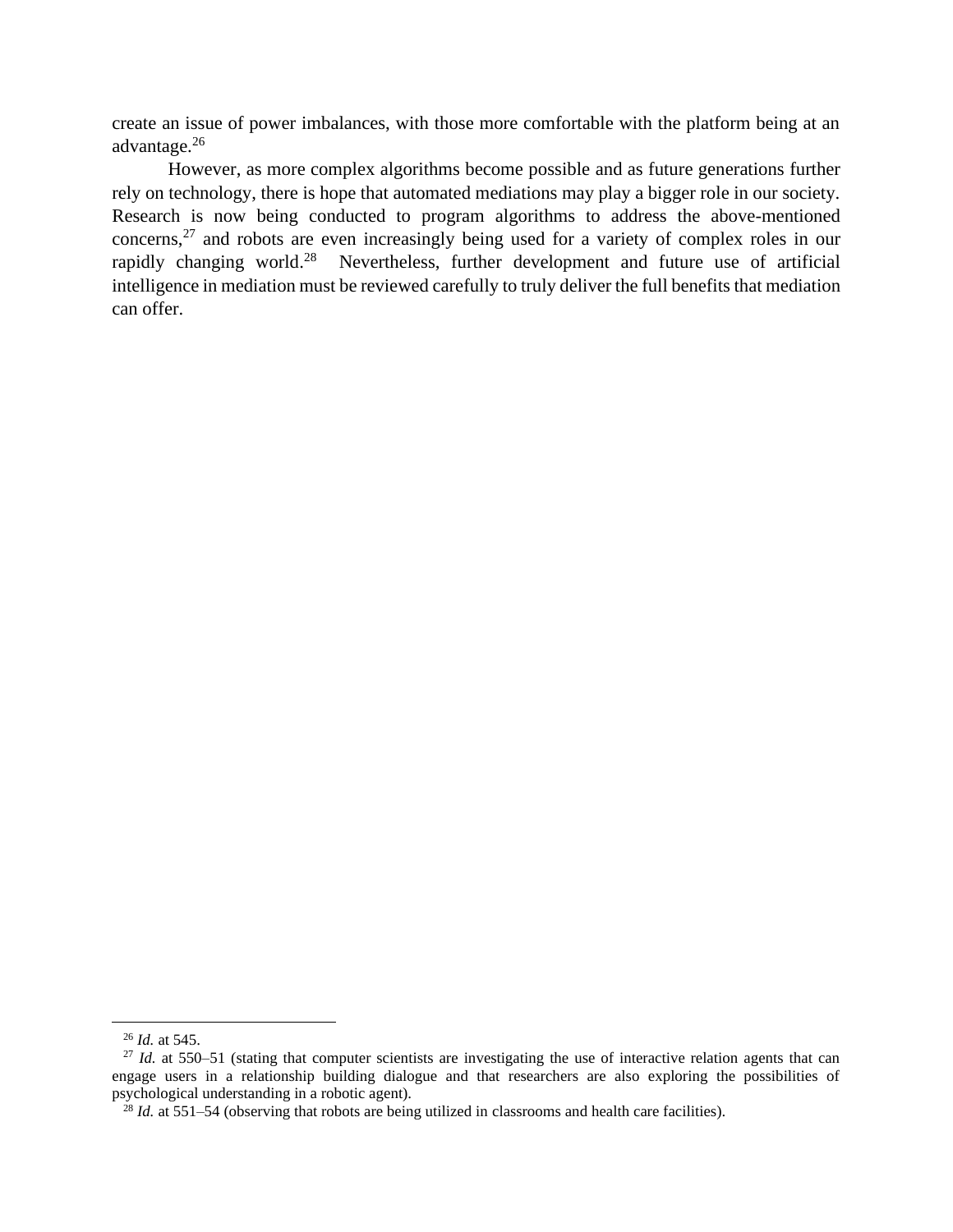create an issue of power imbalances, with those more comfortable with the platform being at an advantage.[26]

However, as more complex algorithms become possible and as future generations further rely on technology, there is hope that automated mediations may play a bigger role in our society. Research is now being conducted to program algorithms to address the above-mentioned concerns,[27] and robots are even increasingly being used for a variety of complex roles in our rapidly changing world.[28] Nevertheless, further development and future use of artificial intelligence in mediation must be reviewed carefully to truly deliver the full benefits that mediation can offer.

---

[26] *Id.* at 545.

[27] *Id.* at 550–51 (stating that computer scientists are investigating the use of interactive relation agents that can engage users in a relationship building dialogue and that researchers are also exploring the possibilities of psychological understanding in a robotic agent).

[28] *Id.* at 551–54 (observing that robots are being utilized in classrooms and health care facilities).